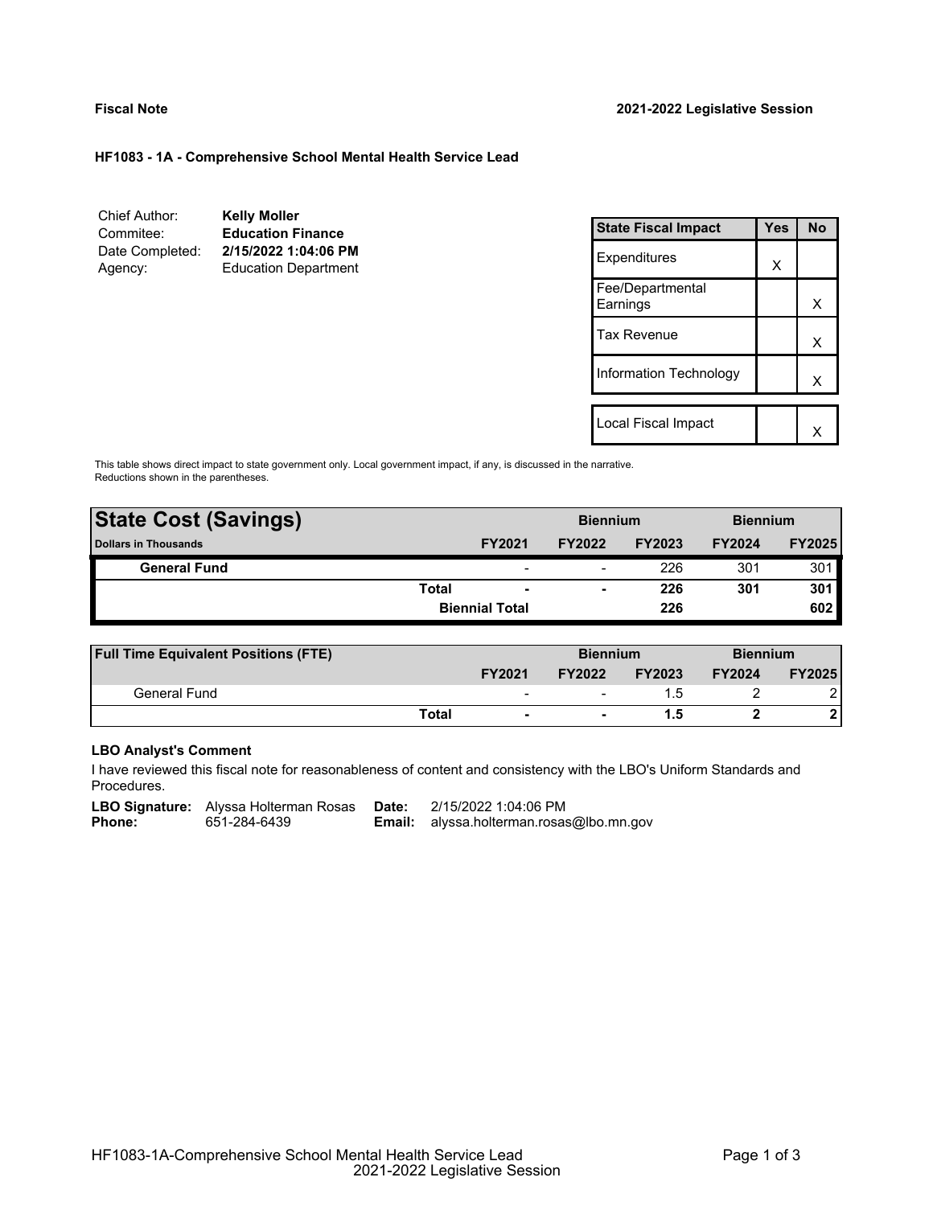**Fiscal Note** | **2021-2022 Legislative Session**

**HF1083 - 1A - Comprehensive School Mental Health Service Lead**

| | |
|---|---|
| Chief Author: | **Kelly Moller** |
| Commitee: | **Education Finance** |
| Date Completed: | **2/15/2022 1:04:06 PM** |
| Agency: | Education Department |

| State Fiscal Impact | Yes | No |
|---|---|---|
| Expenditures | X | |
| Fee/Departmental Earnings | | X |
| Tax Revenue | | X |
| Information Technology | | X |
| Local Fiscal Impact | | X |

This table shows direct impact to state government only. Local government impact, if any, is discussed in the narrative.
Reductions shown in the parentheses.

| **State Cost (Savings)** | | | **Biennium** | | **Biennium** | |
|---|---|---|---|---|---|---|
| **Dollars in Thousands** | | **FY2021** | **FY2022** | **FY2023** | **FY2024** | **FY2025** |
| **General Fund** | | - | - | 226 | 301 | 301 |
| | **Total** | **-** | **-** | **226** | **301** | **301** |
| | | **Biennial Total** | | **226** | | **602** |

| **Full Time Equivalent Positions (FTE)** | | | **Biennium** | | **Biennium** | |
|---|---|---|---|---|---|---|
| | | **FY2021** | **FY2022** | **FY2023** | **FY2024** | **FY2025** |
| General Fund | | - | - | 1.5 | 2 | 2 |
| | **Total** | **-** | **-** | **1.5** | **2** | **2** |

**LBO Analyst's Comment**

I have reviewed this fiscal note for reasonableness of content and consistency with the LBO's Uniform Standards and Procedures.

| | | | |
|---|---|---|---|
| **LBO Signature:** | Alyssa Holterman Rosas | **Date:** | 2/15/2022 1:04:06 PM |
| **Phone:** | 651-284-6439 | **Email:** | alyssa.holterman.rosas@lbo.mn.gov |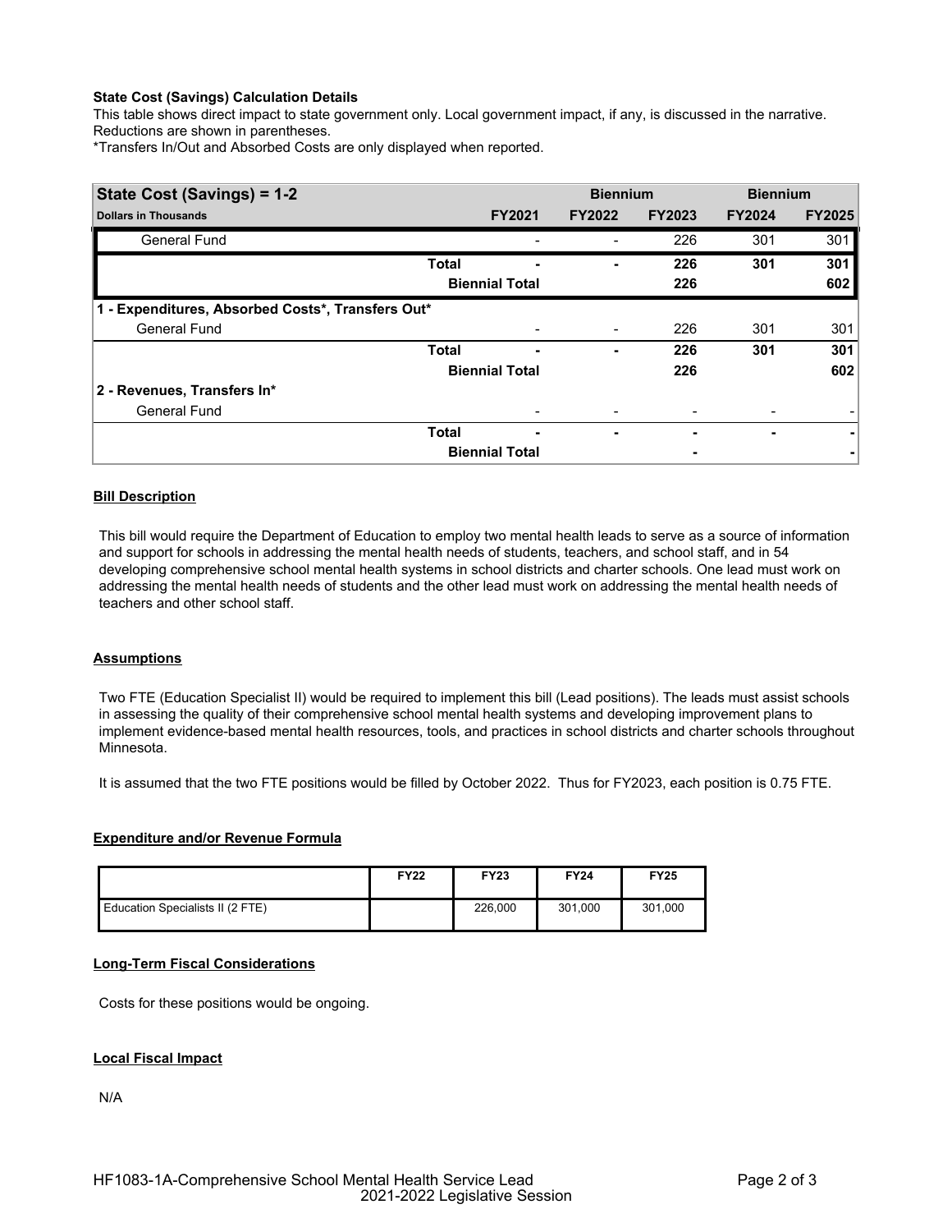**State Cost (Savings) Calculation Details**

This table shows direct impact to state government only. Local government impact, if any, is discussed in the narrative. Reductions are shown in parentheses.

*Transfers In/Out and Absorbed Costs are only displayed when reported.

| State Cost (Savings) = 1-2 | | | Biennium | | Biennium | |
|---|---|---|---|---|---|---|
| **Dollars in Thousands** | | **FY2021** | **FY2022** | **FY2023** | **FY2024** | **FY2025** |
| General Fund | | - | - | 226 | 301 | 301 |
| | **Total** | **-** | **-** | **226** | **301** | **301** |
| | **Biennial Total** | | | **226** | | **602** |
| **1 - Expenditures, Absorbed Costs*, Transfers Out*** | | | | | | |
| General Fund | | - | - | 226 | 301 | 301 |
| | **Total** | **-** | **-** | **226** | **301** | **301** |
| | **Biennial Total** | | | **226** | | **602** |
| **2 - Revenues, Transfers In*** | | | | | | |
| General Fund | | - | - | - | - | - |
| | **Total** | **-** | **-** | **-** | **-** | **-** |
| | **Biennial Total** | | | **-** | | **-** |

**Bill Description**

This bill would require the Department of Education to employ two mental health leads to serve as a source of information and support for schools in addressing the mental health needs of students, teachers, and school staff, and in 54 developing comprehensive school mental health systems in school districts and charter schools. One lead must work on addressing the mental health needs of students and the other lead must work on addressing the mental health needs of teachers and other school staff.

**Assumptions**

Two FTE (Education Specialist II) would be required to implement this bill (Lead positions). The leads must assist schools in assessing the quality of their comprehensive school mental health systems and developing improvement plans to implement evidence-based mental health resources, tools, and practices in school districts and charter schools throughout Minnesota.

It is assumed that the two FTE positions would be filled by October 2022. Thus for FY2023, each position is 0.75 FTE.

**Expenditure and/or Revenue Formula**

| | FY22 | FY23 | FY24 | FY25 |
|---|---|---|---|---|
| Education Specialists II (2 FTE) | | 226,000 | 301,000 | 301,000 |

**Long-Term Fiscal Considerations**

Costs for these positions would be ongoing.

**Local Fiscal Impact**

N/A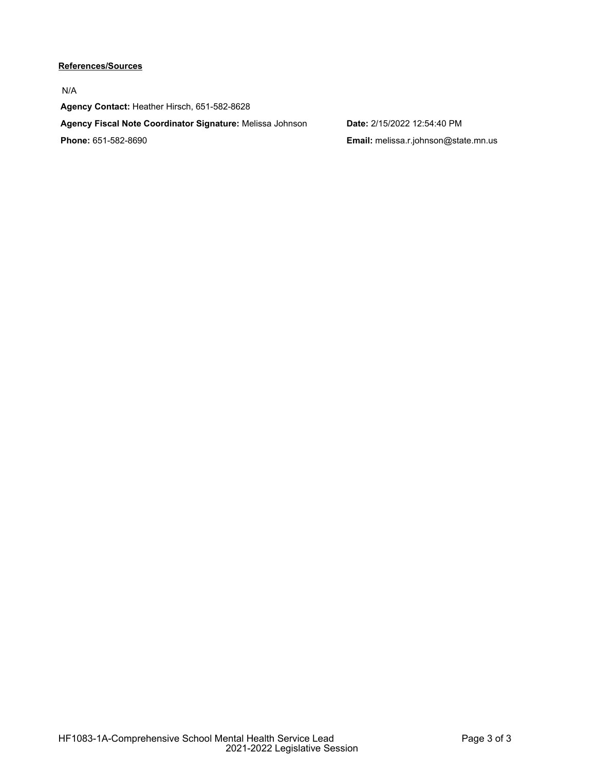**References/Sources**

N/A

**Agency Contact:** Heather Hirsch, 651-582-8628

**Agency Fiscal Note Coordinator Signature:** Melissa Johnson

**Date:** 2/15/2022 12:54:40 PM

**Phone:** 651-582-8690

**Email:** melissa.r.johnson@state.mn.us